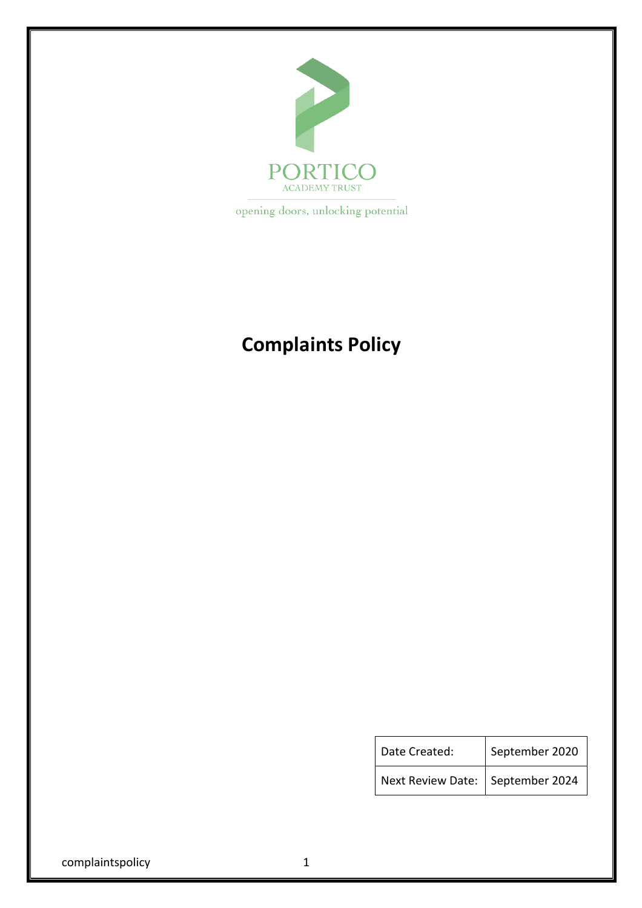PORTICO
ACADEMY TRUST

opening doors, unlocking potential

# Complaints Policy

| | |
|---|---|
| Date Created: | September 2020 |
| Next Review Date: | September 2024 |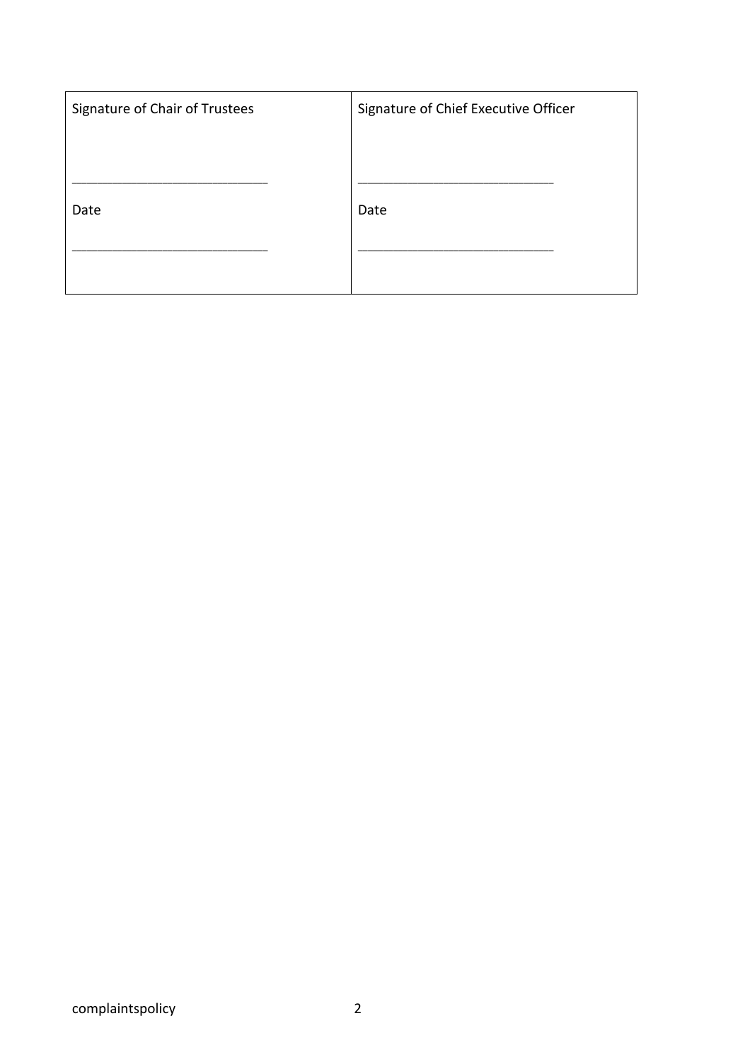| | |
|---|---|
| Signature of Chair of Trustees<br><br><br>\_\_\_\_\_\_\_\_\_\_\_\_\_\_\_\_\_\_\_\_\_\_\_\_\_\_\_\_<br><br>Date<br><br>\_\_\_\_\_\_\_\_\_\_\_\_\_\_\_\_\_\_\_\_\_\_\_\_\_\_\_\_ | Signature of Chief Executive Officer<br><br><br>\_\_\_\_\_\_\_\_\_\_\_\_\_\_\_\_\_\_\_\_\_\_\_\_\_\_\_\_<br><br>Date<br><br>\_\_\_\_\_\_\_\_\_\_\_\_\_\_\_\_\_\_\_\_\_\_\_\_\_\_\_\_ |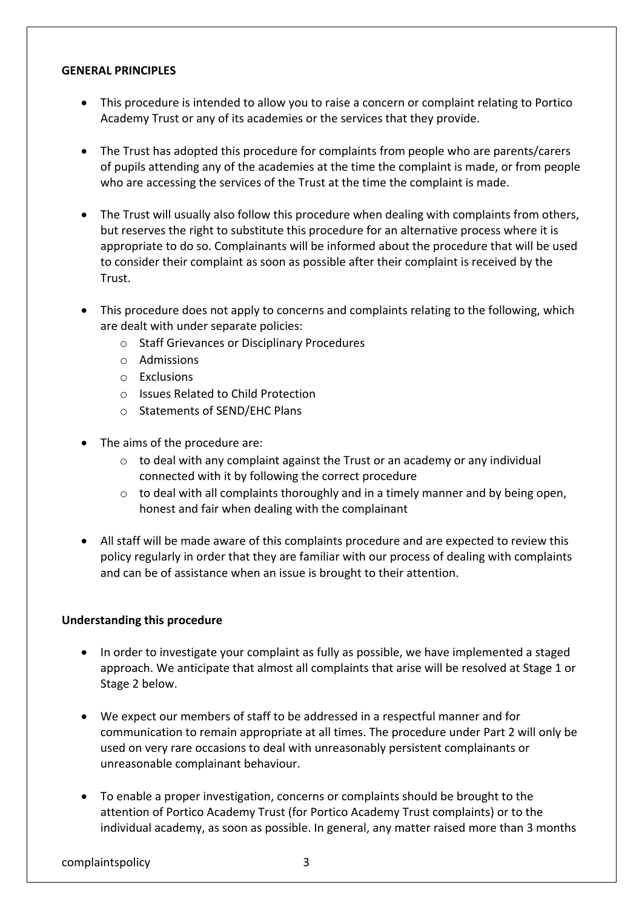**GENERAL PRINCIPLES**

- This procedure is intended to allow you to raise a concern or complaint relating to Portico Academy Trust or any of its academies or the services that they provide.
- The Trust has adopted this procedure for complaints from people who are parents/carers of pupils attending any of the academies at the time the complaint is made, or from people who are accessing the services of the Trust at the time the complaint is made.
- The Trust will usually also follow this procedure when dealing with complaints from others, but reserves the right to substitute this procedure for an alternative process where it is appropriate to do so. Complainants will be informed about the procedure that will be used to consider their complaint as soon as possible after their complaint is received by the Trust.
- This procedure does not apply to concerns and complaints relating to the following, which are dealt with under separate policies:
  - Staff Grievances or Disciplinary Procedures
  - Admissions
  - Exclusions
  - Issues Related to Child Protection
  - Statements of SEND/EHC Plans
- The aims of the procedure are:
  - to deal with any complaint against the Trust or an academy or any individual connected with it by following the correct procedure
  - to deal with all complaints thoroughly and in a timely manner and by being open, honest and fair when dealing with the complainant
- All staff will be made aware of this complaints procedure and are expected to review this policy regularly in order that they are familiar with our process of dealing with complaints and can be of assistance when an issue is brought to their attention.

**Understanding this procedure**

- In order to investigate your complaint as fully as possible, we have implemented a staged approach. We anticipate that almost all complaints that arise will be resolved at Stage 1 or Stage 2 below.
- We expect our members of staff to be addressed in a respectful manner and for communication to remain appropriate at all times. The procedure under Part 2 will only be used on very rare occasions to deal with unreasonably persistent complainants or unreasonable complainant behaviour.
- To enable a proper investigation, concerns or complaints should be brought to the attention of Portico Academy Trust (for Portico Academy Trust complaints) or to the individual academy, as soon as possible. In general, any matter raised more than 3 months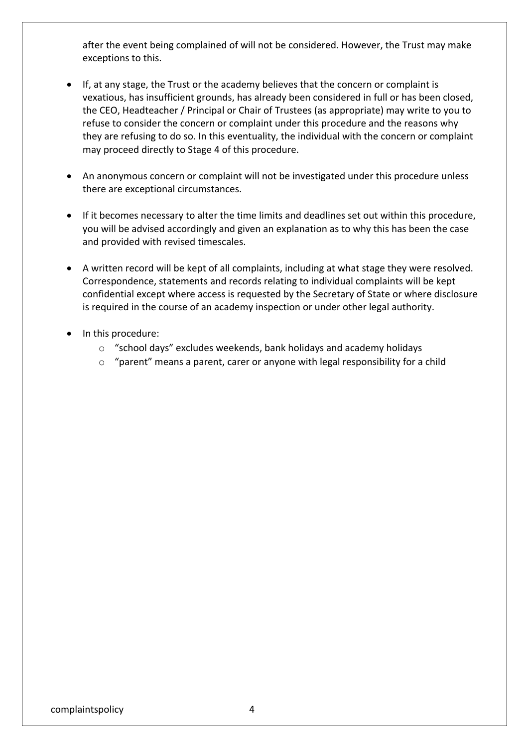after the event being complained of will not be considered. However, the Trust may make exceptions to this.

- If, at any stage, the Trust or the academy believes that the concern or complaint is vexatious, has insufficient grounds, has already been considered in full or has been closed, the CEO, Headteacher / Principal or Chair of Trustees (as appropriate) may write to you to refuse to consider the concern or complaint under this procedure and the reasons why they are refusing to do so. In this eventuality, the individual with the concern or complaint may proceed directly to Stage 4 of this procedure.

- An anonymous concern or complaint will not be investigated under this procedure unless there are exceptional circumstances.

- If it becomes necessary to alter the time limits and deadlines set out within this procedure, you will be advised accordingly and given an explanation as to why this has been the case and provided with revised timescales.

- A written record will be kept of all complaints, including at what stage they were resolved. Correspondence, statements and records relating to individual complaints will be kept confidential except where access is requested by the Secretary of State or where disclosure is required in the course of an academy inspection or under other legal authority.

- In this procedure:
    - "school days" excludes weekends, bank holidays and academy holidays
    - "parent" means a parent, carer or anyone with legal responsibility for a child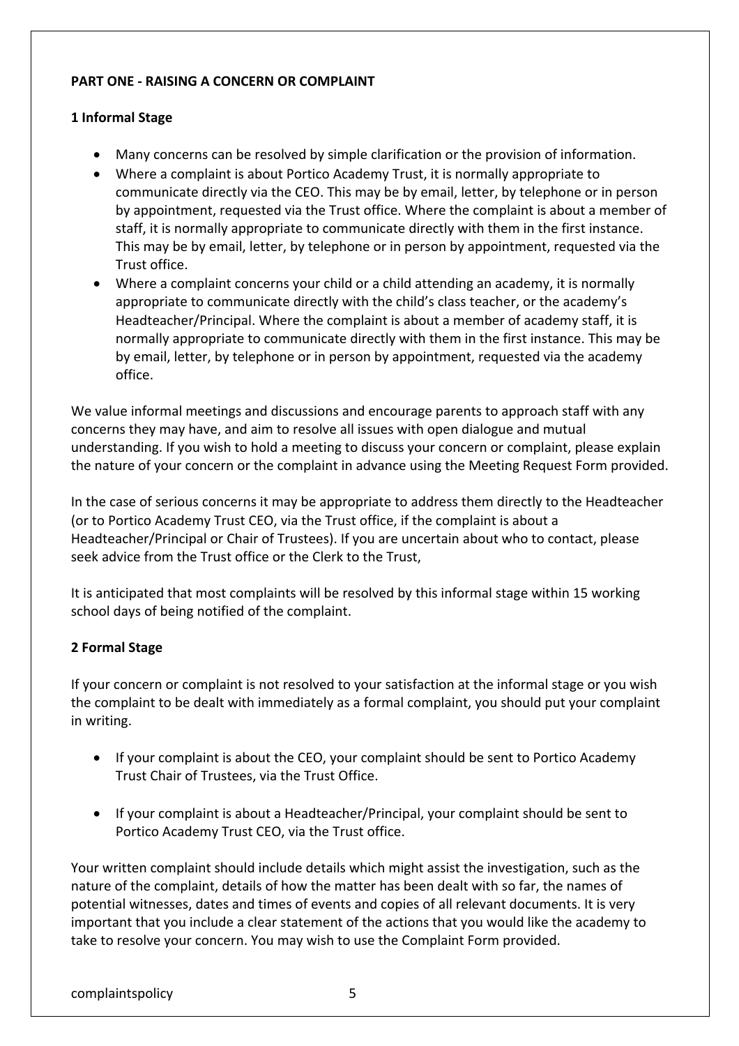**PART ONE - RAISING A CONCERN OR COMPLAINT**

**1 Informal Stage**

- Many concerns can be resolved by simple clarification or the provision of information.
- Where a complaint is about Portico Academy Trust, it is normally appropriate to communicate directly via the CEO. This may be by email, letter, by telephone or in person by appointment, requested via the Trust office. Where the complaint is about a member of staff, it is normally appropriate to communicate directly with them in the first instance. This may be by email, letter, by telephone or in person by appointment, requested via the Trust office.
- Where a complaint concerns your child or a child attending an academy, it is normally appropriate to communicate directly with the child's class teacher, or the academy's Headteacher/Principal. Where the complaint is about a member of academy staff, it is normally appropriate to communicate directly with them in the first instance. This may be by email, letter, by telephone or in person by appointment, requested via the academy office.

We value informal meetings and discussions and encourage parents to approach staff with any concerns they may have, and aim to resolve all issues with open dialogue and mutual understanding. If you wish to hold a meeting to discuss your concern or complaint, please explain the nature of your concern or the complaint in advance using the Meeting Request Form provided.

In the case of serious concerns it may be appropriate to address them directly to the Headteacher (or to Portico Academy Trust CEO, via the Trust office, if the complaint is about a Headteacher/Principal or Chair of Trustees). If you are uncertain about who to contact, please seek advice from the Trust office or the Clerk to the Trust,

It is anticipated that most complaints will be resolved by this informal stage within 15 working school days of being notified of the complaint.

**2 Formal Stage**

If your concern or complaint is not resolved to your satisfaction at the informal stage or you wish the complaint to be dealt with immediately as a formal complaint, you should put your complaint in writing.

- If your complaint is about the CEO, your complaint should be sent to Portico Academy Trust Chair of Trustees, via the Trust Office.
- If your complaint is about a Headteacher/Principal, your complaint should be sent to Portico Academy Trust CEO, via the Trust office.

Your written complaint should include details which might assist the investigation, such as the nature of the complaint, details of how the matter has been dealt with so far, the names of potential witnesses, dates and times of events and copies of all relevant documents. It is very important that you include a clear statement of the actions that you would like the academy to take to resolve your concern. You may wish to use the Complaint Form provided.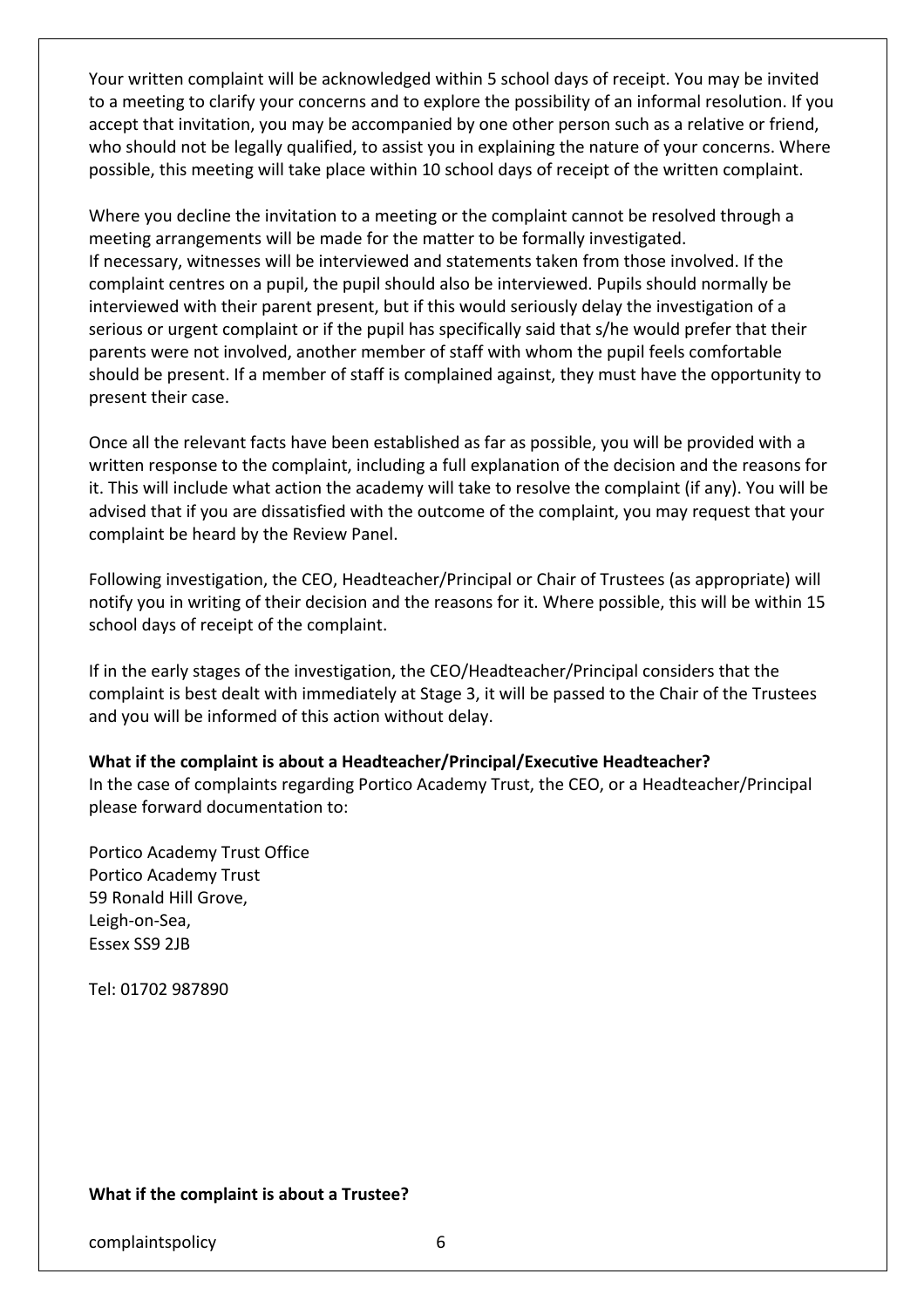Your written complaint will be acknowledged within 5 school days of receipt. You may be invited to a meeting to clarify your concerns and to explore the possibility of an informal resolution. If you accept that invitation, you may be accompanied by one other person such as a relative or friend, who should not be legally qualified, to assist you in explaining the nature of your concerns. Where possible, this meeting will take place within 10 school days of receipt of the written complaint.

Where you decline the invitation to a meeting or the complaint cannot be resolved through a meeting arrangements will be made for the matter to be formally investigated.
If necessary, witnesses will be interviewed and statements taken from those involved. If the complaint centres on a pupil, the pupil should also be interviewed. Pupils should normally be interviewed with their parent present, but if this would seriously delay the investigation of a serious or urgent complaint or if the pupil has specifically said that s/he would prefer that their parents were not involved, another member of staff with whom the pupil feels comfortable should be present. If a member of staff is complained against, they must have the opportunity to present their case.

Once all the relevant facts have been established as far as possible, you will be provided with a written response to the complaint, including a full explanation of the decision and the reasons for it. This will include what action the academy will take to resolve the complaint (if any). You will be advised that if you are dissatisfied with the outcome of the complaint, you may request that your complaint be heard by the Review Panel.

Following investigation, the CEO, Headteacher/Principal or Chair of Trustees (as appropriate) will notify you in writing of their decision and the reasons for it. Where possible, this will be within 15 school days of receipt of the complaint.

If in the early stages of the investigation, the CEO/Headteacher/Principal considers that the complaint is best dealt with immediately at Stage 3, it will be passed to the Chair of the Trustees and you will be informed of this action without delay.

**What if the complaint is about a Headteacher/Principal/Executive Headteacher?**
In the case of complaints regarding Portico Academy Trust, the CEO, or a Headteacher/Principal please forward documentation to:

Portico Academy Trust Office
Portico Academy Trust
59 Ronald Hill Grove,
Leigh-on-Sea,
Essex SS9 2JB

Tel: 01702 987890

**What if the complaint is about a Trustee?**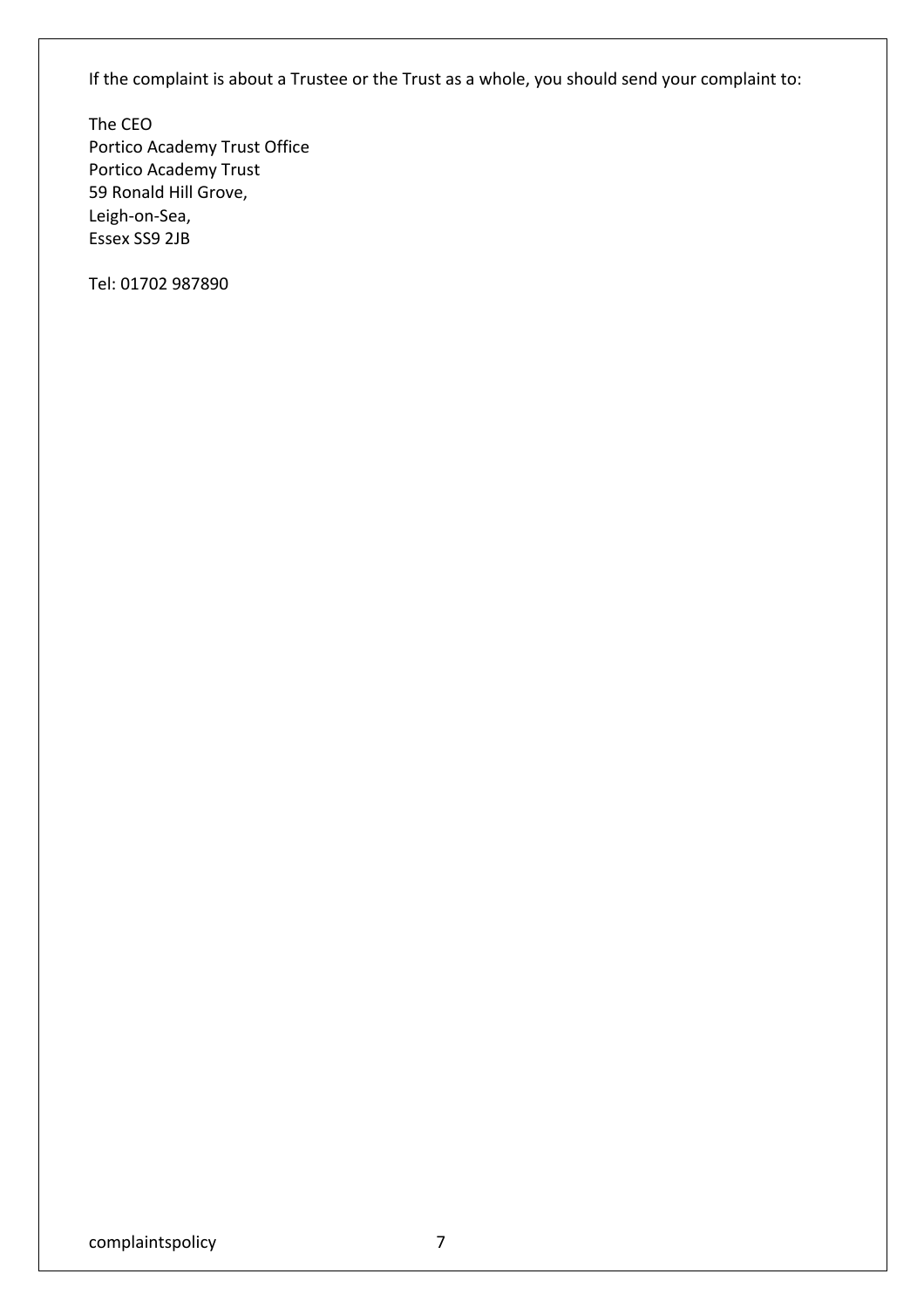If the complaint is about a Trustee or the Trust as a whole, you should send your complaint to:

The CEO  
Portico Academy Trust Office  
Portico Academy Trust  
59 Ronald Hill Grove,  
Leigh-on-Sea,  
Essex SS9 2JB

Tel: 01702 987890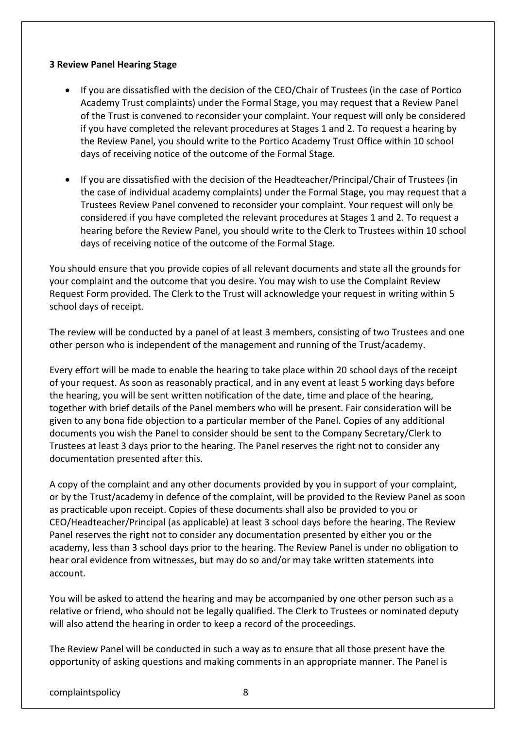**3 Review Panel Hearing Stage**

- If you are dissatisfied with the decision of the CEO/Chair of Trustees (in the case of Portico Academy Trust complaints) under the Formal Stage, you may request that a Review Panel of the Trust is convened to reconsider your complaint. Your request will only be considered if you have completed the relevant procedures at Stages 1 and 2. To request a hearing by the Review Panel, you should write to the Portico Academy Trust Office within 10 school days of receiving notice of the outcome of the Formal Stage.

- If you are dissatisfied with the decision of the Headteacher/Principal/Chair of Trustees (in the case of individual academy complaints) under the Formal Stage, you may request that a Trustees Review Panel convened to reconsider your complaint. Your request will only be considered if you have completed the relevant procedures at Stages 1 and 2. To request a hearing before the Review Panel, you should write to the Clerk to Trustees within 10 school days of receiving notice of the outcome of the Formal Stage.

You should ensure that you provide copies of all relevant documents and state all the grounds for your complaint and the outcome that you desire. You may wish to use the Complaint Review Request Form provided. The Clerk to the Trust will acknowledge your request in writing within 5 school days of receipt.

The review will be conducted by a panel of at least 3 members, consisting of two Trustees and one other person who is independent of the management and running of the Trust/academy.

Every effort will be made to enable the hearing to take place within 20 school days of the receipt of your request. As soon as reasonably practical, and in any event at least 5 working days before the hearing, you will be sent written notification of the date, time and place of the hearing, together with brief details of the Panel members who will be present. Fair consideration will be given to any bona fide objection to a particular member of the Panel. Copies of any additional documents you wish the Panel to consider should be sent to the Company Secretary/Clerk to Trustees at least 3 days prior to the hearing. The Panel reserves the right not to consider any documentation presented after this.

A copy of the complaint and any other documents provided by you in support of your complaint, or by the Trust/academy in defence of the complaint, will be provided to the Review Panel as soon as practicable upon receipt. Copies of these documents shall also be provided to you or CEO/Headteacher/Principal (as applicable) at least 3 school days before the hearing. The Review Panel reserves the right not to consider any documentation presented by either you or the academy, less than 3 school days prior to the hearing. The Review Panel is under no obligation to hear oral evidence from witnesses, but may do so and/or may take written statements into account.

You will be asked to attend the hearing and may be accompanied by one other person such as a relative or friend, who should not be legally qualified. The Clerk to Trustees or nominated deputy will also attend the hearing in order to keep a record of the proceedings.

The Review Panel will be conducted in such a way as to ensure that all those present have the opportunity of asking questions and making comments in an appropriate manner. The Panel is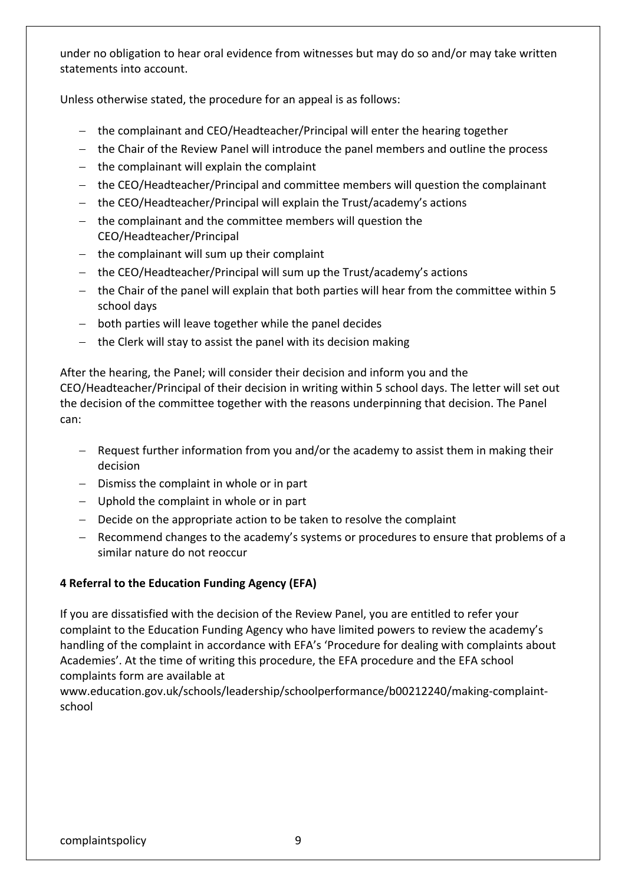under no obligation to hear oral evidence from witnesses but may do so and/or may take written statements into account.

Unless otherwise stated, the procedure for an appeal is as follows:

- the complainant and CEO/Headteacher/Principal will enter the hearing together
- the Chair of the Review Panel will introduce the panel members and outline the process
- the complainant will explain the complaint
- the CEO/Headteacher/Principal and committee members will question the complainant
- the CEO/Headteacher/Principal will explain the Trust/academy's actions
- the complainant and the committee members will question the CEO/Headteacher/Principal
- the complainant will sum up their complaint
- the CEO/Headteacher/Principal will sum up the Trust/academy's actions
- the Chair of the panel will explain that both parties will hear from the committee within 5 school days
- both parties will leave together while the panel decides
- the Clerk will stay to assist the panel with its decision making

After the hearing, the Panel; will consider their decision and inform you and the CEO/Headteacher/Principal of their decision in writing within 5 school days. The letter will set out the decision of the committee together with the reasons underpinning that decision. The Panel can:

- Request further information from you and/or the academy to assist them in making their decision
- Dismiss the complaint in whole or in part
- Uphold the complaint in whole or in part
- Decide on the appropriate action to be taken to resolve the complaint
- Recommend changes to the academy's systems or procedures to ensure that problems of a similar nature do not reoccur

**4 Referral to the Education Funding Agency (EFA)**

If you are dissatisfied with the decision of the Review Panel, you are entitled to refer your complaint to the Education Funding Agency who have limited powers to review the academy's handling of the complaint in accordance with EFA's 'Procedure for dealing with complaints about Academies'. At the time of writing this procedure, the EFA procedure and the EFA school complaints form are available at www.education.gov.uk/schools/leadership/schoolperformance/b00212240/making-complaint-school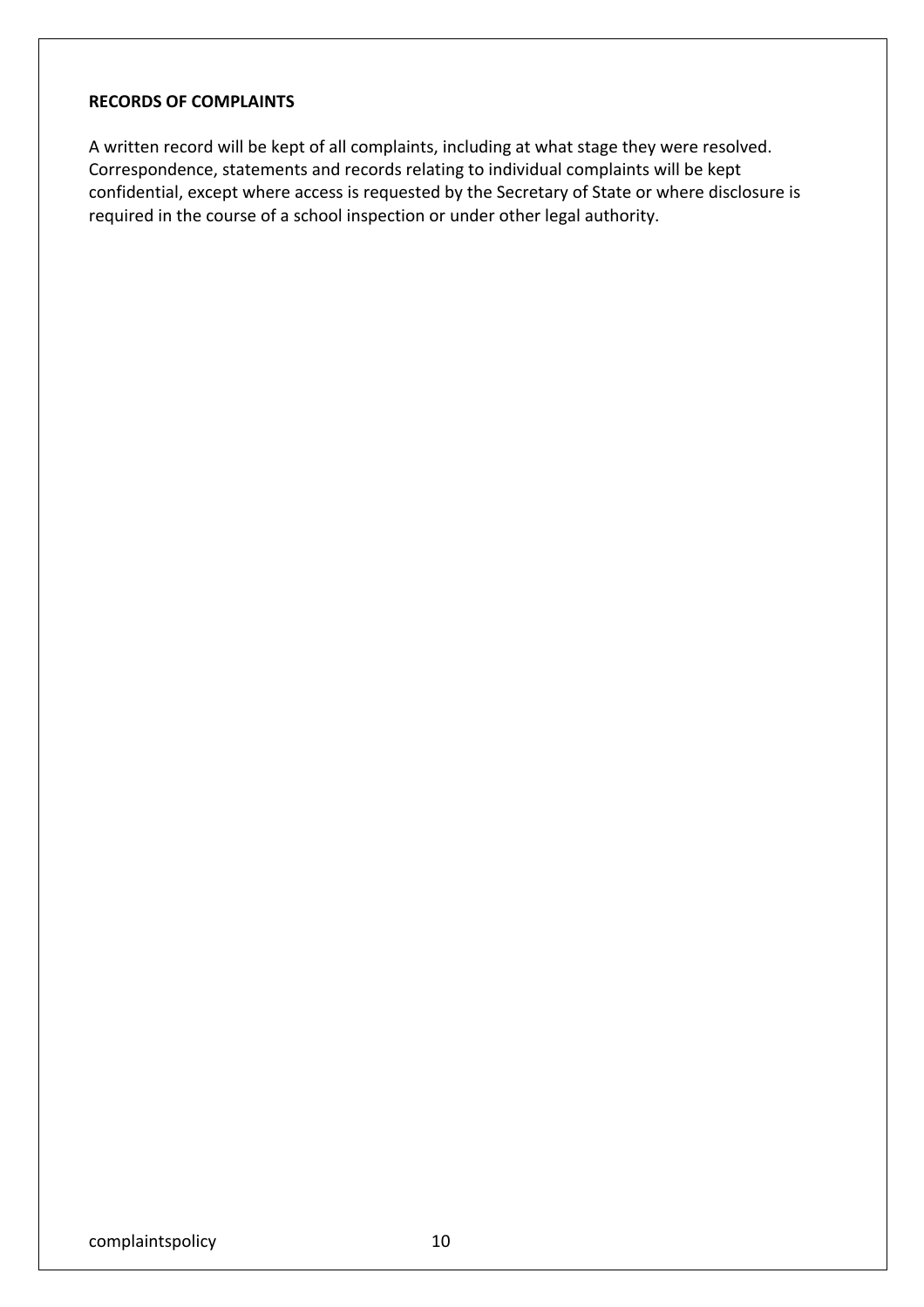**RECORDS OF COMPLAINTS**

A written record will be kept of all complaints, including at what stage they were resolved. Correspondence, statements and records relating to individual complaints will be kept confidential, except where access is requested by the Secretary of State or where disclosure is required in the course of a school inspection or under other legal authority.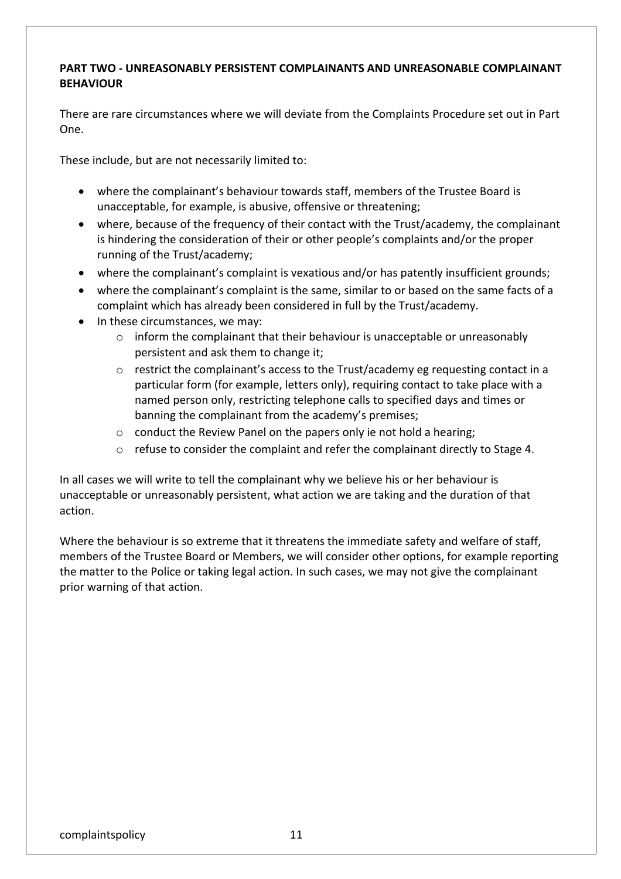**PART TWO - UNREASONABLY PERSISTENT COMPLAINANTS AND UNREASONABLE COMPLAINANT BEHAVIOUR**

There are rare circumstances where we will deviate from the Complaints Procedure set out in Part One.

These include, but are not necessarily limited to:

- where the complainant's behaviour towards staff, members of the Trustee Board is unacceptable, for example, is abusive, offensive or threatening;
- where, because of the frequency of their contact with the Trust/academy, the complainant is hindering the consideration of their or other people's complaints and/or the proper running of the Trust/academy;
- where the complainant's complaint is vexatious and/or has patently insufficient grounds;
- where the complainant's complaint is the same, similar to or based on the same facts of a complaint which has already been considered in full by the Trust/academy.
- In these circumstances, we may:
  - inform the complainant that their behaviour is unacceptable or unreasonably persistent and ask them to change it;
  - restrict the complainant's access to the Trust/academy eg requesting contact in a particular form (for example, letters only), requiring contact to take place with a named person only, restricting telephone calls to specified days and times or banning the complainant from the academy's premises;
  - conduct the Review Panel on the papers only ie not hold a hearing;
  - refuse to consider the complaint and refer the complainant directly to Stage 4.

In all cases we will write to tell the complainant why we believe his or her behaviour is unacceptable or unreasonably persistent, what action we are taking and the duration of that action.

Where the behaviour is so extreme that it threatens the immediate safety and welfare of staff, members of the Trustee Board or Members, we will consider other options, for example reporting the matter to the Police or taking legal action. In such cases, we may not give the complainant prior warning of that action.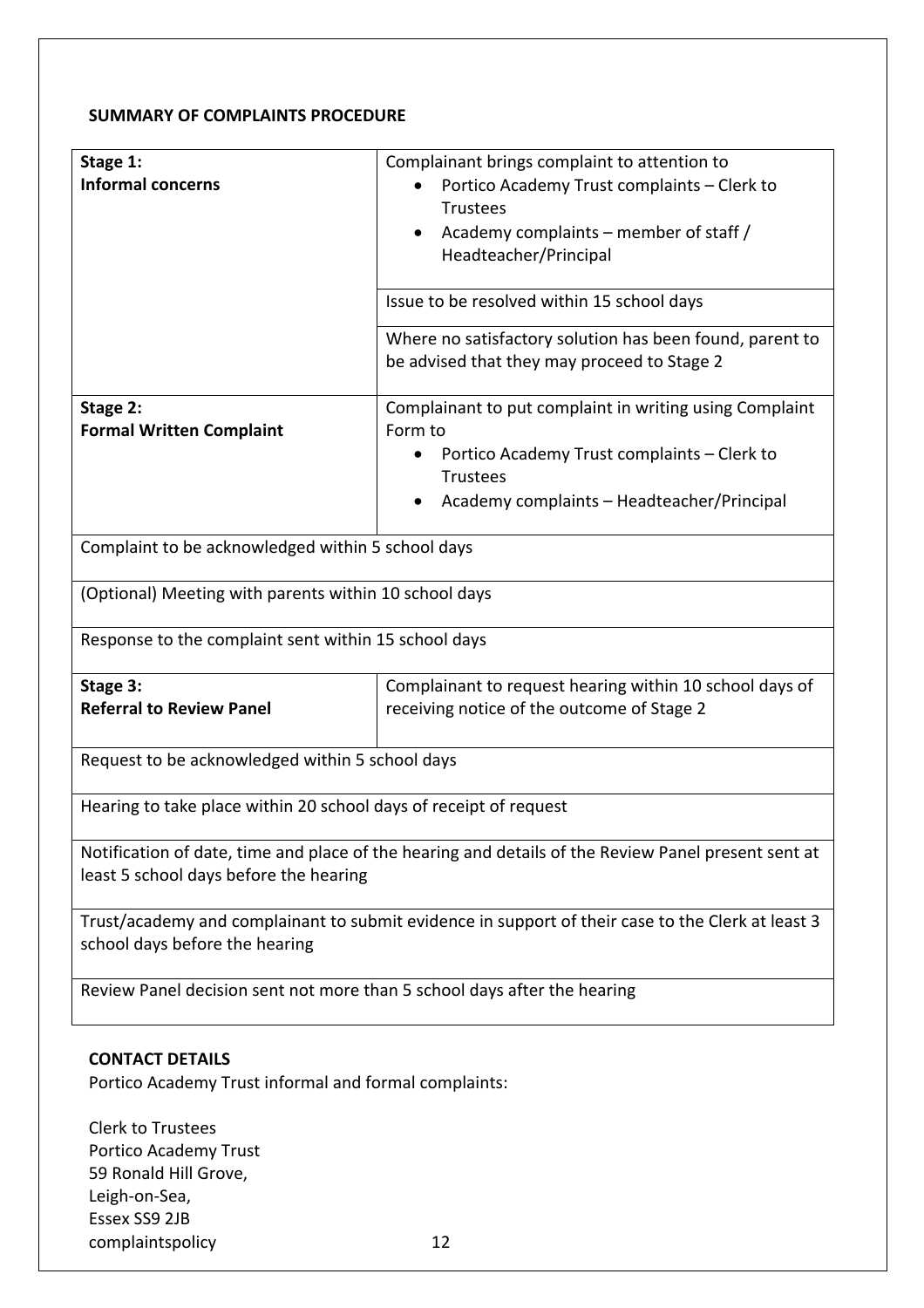## SUMMARY OF COMPLAINTS PROCEDURE

| | |
|---|---|
| **Stage 1:**<br>**Informal concerns** | Complainant brings complaint to attention to<br>• Portico Academy Trust complaints – Clerk to Trustees<br>• Academy complaints – member of staff / Headteacher/Principal |
| | Issue to be resolved within 15 school days |
| | Where no satisfactory solution has been found, parent to be advised that they may proceed to Stage 2 |
| **Stage 2:**<br>**Formal Written Complaint** | Complainant to put complaint in writing using Complaint Form to<br>• Portico Academy Trust complaints – Clerk to Trustees<br>• Academy complaints – Headteacher/Principal |
| Complaint to be acknowledged within 5 school days | |
| (Optional) Meeting with parents within 10 school days | |
| Response to the complaint sent within 15 school days | |
| **Stage 3:**<br>**Referral to Review Panel** | Complainant to request hearing within 10 school days of receiving notice of the outcome of Stage 2 |
| Request to be acknowledged within 5 school days | |
| Hearing to take place within 20 school days of receipt of request | |
| Notification of date, time and place of the hearing and details of the Review Panel present sent at least 5 school days before the hearing | |
| Trust/academy and complainant to submit evidence in support of their case to the Clerk at least 3 school days before the hearing | |
| Review Panel decision sent not more than 5 school days after the hearing | |

**CONTACT DETAILS**

Portico Academy Trust informal and formal complaints:

Clerk to Trustees
Portico Academy Trust
59 Ronald Hill Grove,
Leigh-on-Sea,
Essex SS9 2JB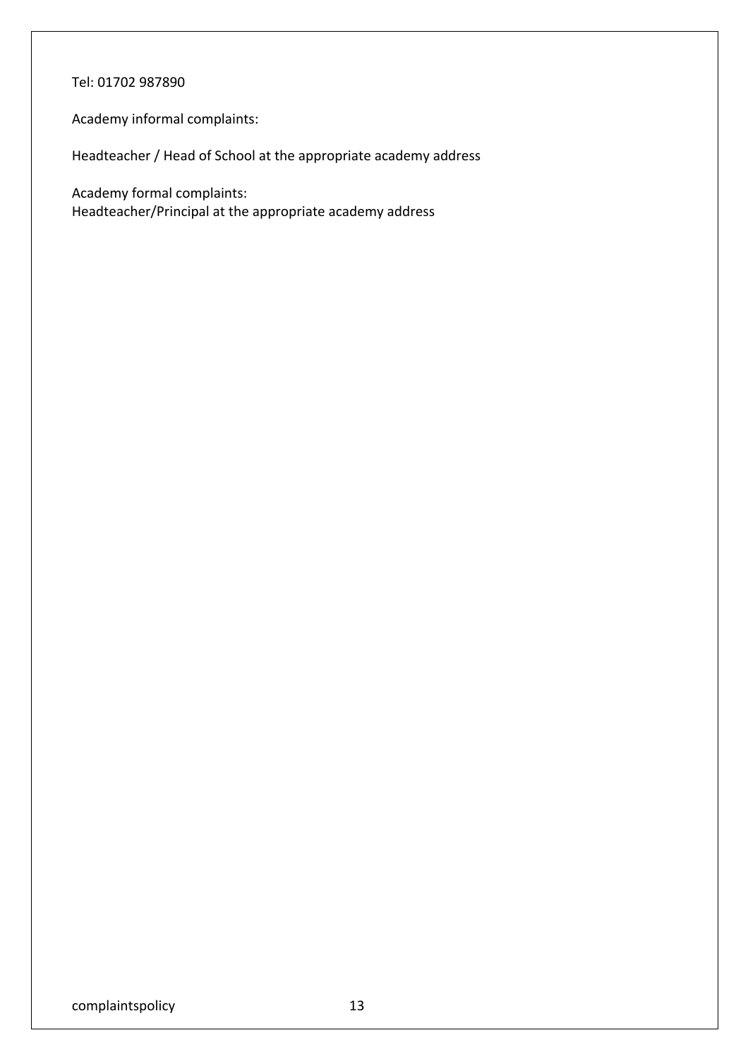Tel: 01702 987890

Academy informal complaints:

Headteacher / Head of School at the appropriate academy address

Academy formal complaints:
Headteacher/Principal at the appropriate academy address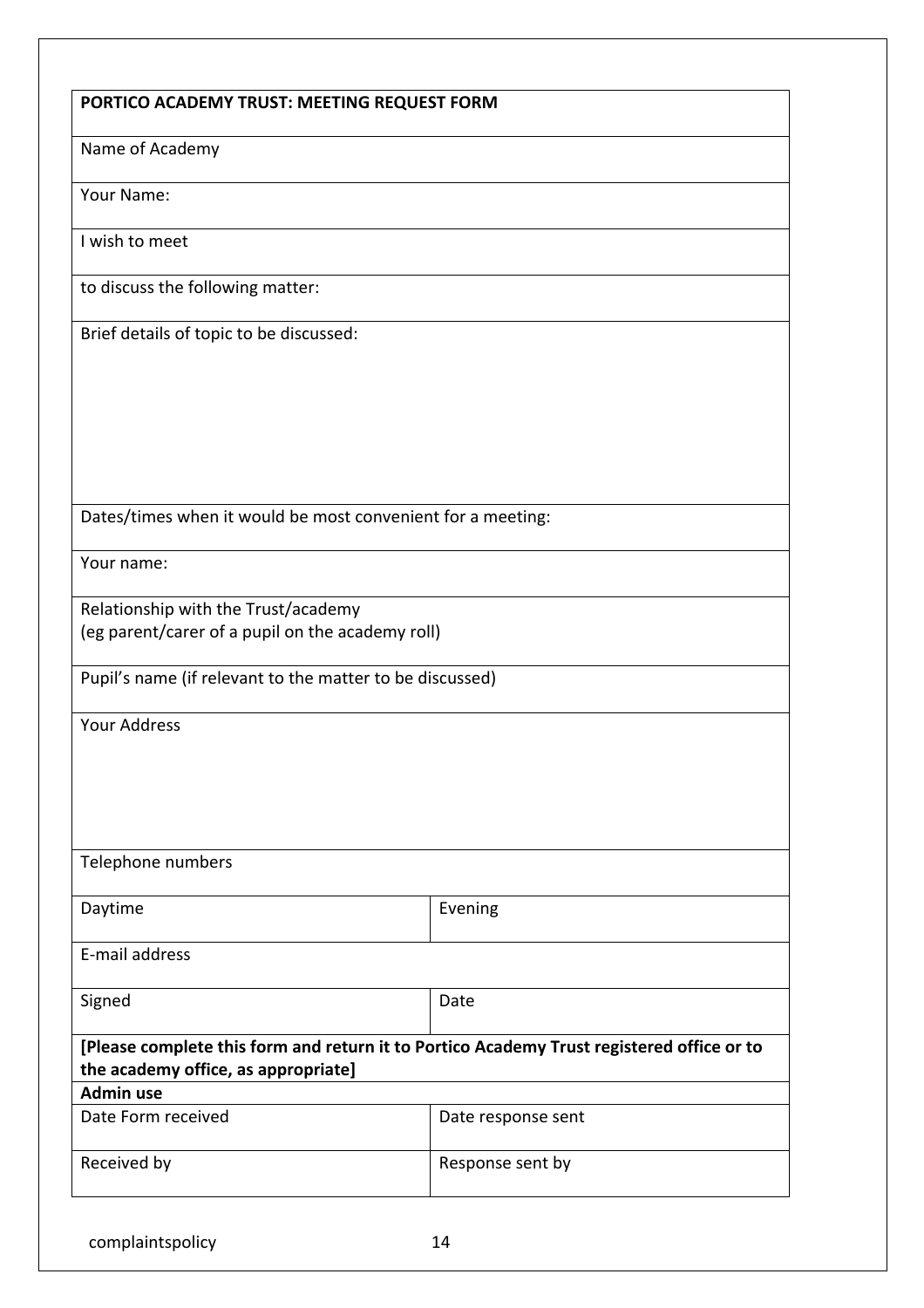| PORTICO ACADEMY TRUST: MEETING REQUEST FORM | |
| --- | --- |
| Name of Academy | |
| Your Name: | |
| I wish to meet | |
| to discuss the following matter: | |
| Brief details of topic to be discussed: | |
| Dates/times when it would be most convenient for a meeting: | |
| Your name: | |
| Relationship with the Trust/academy<br>(eg parent/carer of a pupil on the academy roll) | |
| Pupil's name (if relevant to the matter to be discussed) | |
| Your Address | |
| Telephone numbers | |
| Daytime | Evening |
| E-mail address | |
| Signed | Date |
| **[Please complete this form and return it to Portico Academy Trust registered office or to the academy office, as appropriate]** | |
| **Admin use** | |
| Date Form received | Date response sent |
| Received by | Response sent by |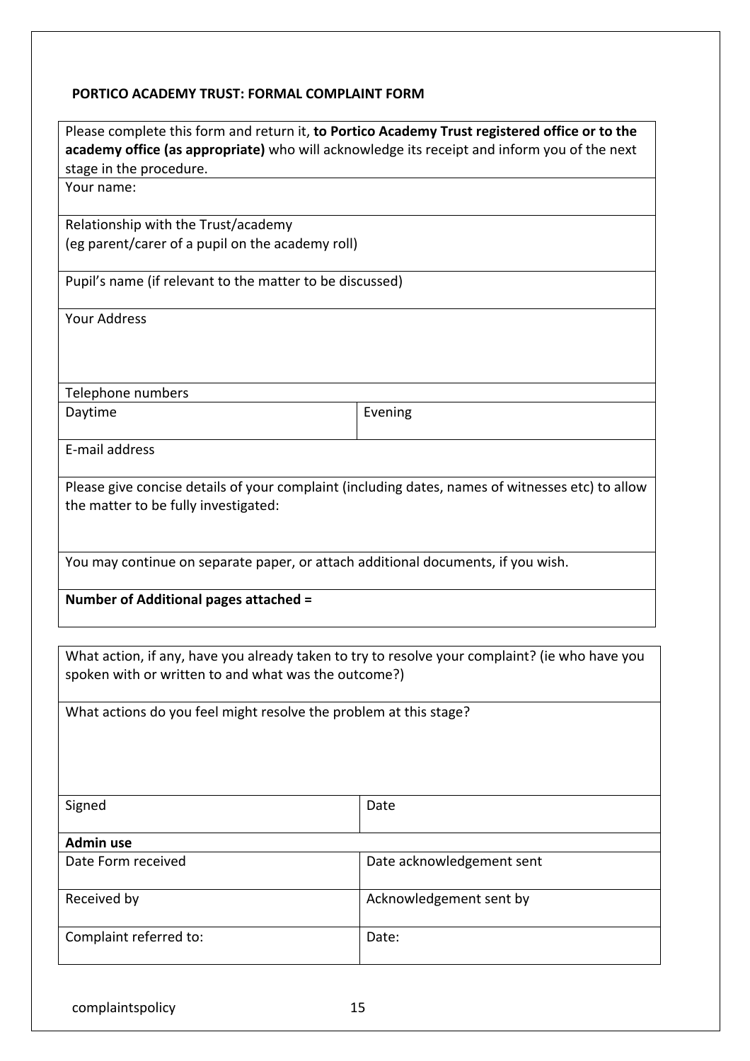**PORTICO ACADEMY TRUST: FORMAL COMPLAINT FORM**

| | |
|---|---|
| Please complete this form and return it, **to Portico Academy Trust registered office or to the academy office (as appropriate)** who will acknowledge its receipt and inform you of the next stage in the procedure. | |
| Your name: | |
| Relationship with the Trust/academy<br>(eg parent/carer of a pupil on the academy roll) | |
| Pupil's name (if relevant to the matter to be discussed) | |
| Your Address | |
| Telephone numbers | |
| Daytime | Evening |
| E-mail address | |
| Please give concise details of your complaint (including dates, names of witnesses etc) to allow the matter to be fully investigated: | |
| You may continue on separate paper, or attach additional documents, if you wish. | |
| **Number of Additional pages attached =** | |

| | |
|---|---|
| What action, if any, have you already taken to try to resolve your complaint? (ie who have you spoken with or written to and what was the outcome?) | |
| What actions do you feel might resolve the problem at this stage? | |
| Signed | Date |
| **Admin use** | |
| Date Form received | Date acknowledgement sent |
| Received by | Acknowledgement sent by |
| Complaint referred to: | Date: |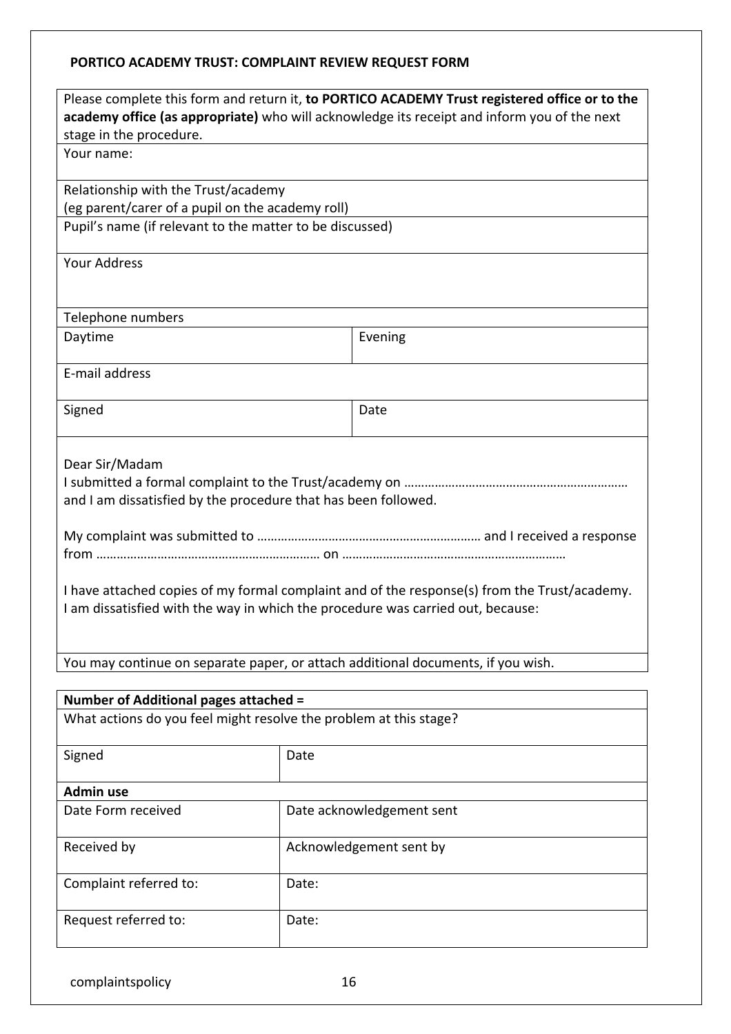**PORTICO ACADEMY TRUST: COMPLAINT REVIEW REQUEST FORM**

| | |
|---|---|
| Please complete this form and return it, **to PORTICO ACADEMY Trust registered office or to the academy office (as appropriate)** who will acknowledge its receipt and inform you of the next stage in the procedure. | |
| Your name: | |
| Relationship with the Trust/academy (eg parent/carer of a pupil on the academy roll) | |
| Pupil's name (if relevant to the matter to be discussed) | |
| Your Address | |
| Telephone numbers | |
| Daytime | Evening |
| E-mail address | |
| Signed | Date |

Dear Sir/Madam

I submitted a formal complaint to the Trust/academy on ………………………………………………………… and I am dissatisfied by the procedure that has been followed.

My complaint was submitted to ………………………………………………………… and I received a response from ………………………………………………………… on …………………………………………………………

I have attached copies of my formal complaint and of the response(s) from the Trust/academy. I am dissatisfied with the way in which the procedure was carried out, because:

You may continue on separate paper, or attach additional documents, if you wish.

| | |
|---|---|
| **Number of Additional pages attached =** | |
| What actions do you feel might resolve the problem at this stage? | |
| Signed | Date |
| **Admin use** | |
| Date Form received | Date acknowledgement sent |
| Received by | Acknowledgement sent by |
| Complaint referred to: | Date: |
| Request referred to: | Date: |